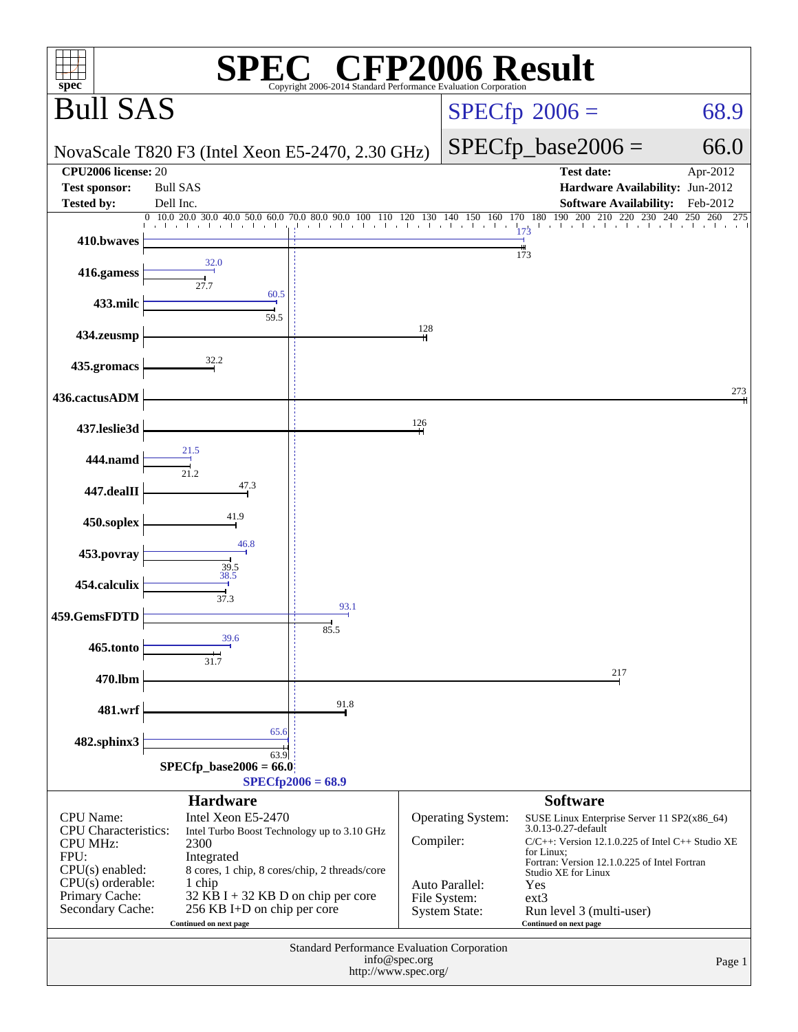# SPEC CFP2006 Result

Copyright 2006-2014 Standard Performance Evaluation Corporation

## Bull SAS

NovaScale T820 F3 (Intel Xeon E5-2470, 2.30 GHz)

SPECfp 2006 = 68.9

SPECfp_base2006 = 66.0

| | | | |
|---|---|---|---|
| **CPU2006 license:** | 20 | **Test date:** | Apr-2012 |
| **Test sponsor:** | Bull SAS | **Hardware Availability:** | Jun-2012 |
| **Tested by:** | Dell Inc. | **Software Availability:** | Feb-2012 |

| Benchmark | Peak | Base |
|---|---|---|
| 410.bwaves | 173 | 173 |
| 416.gamess | 32.0 | 27.7 |
| 433.milc | 60.5 | 59.5 |
| 434.zeusmp | 128 | 128 |
| 435.gromacs | 32.2 | 32.2 |
| 436.cactusADM | 273 | 273 |
| 437.leslie3d | 126 | 126 |
| 444.namd | 21.5 | 21.2 |
| 447.dealII | 47.3 | 47.3 |
| 450.soplex | 41.9 | 41.9 |
| 453.povray | 46.8 | 39.5 |
| 454.calculix | 38.5 | 37.3 |
| 459.GemsFDTD | 93.1 | 85.5 |
| 465.tonto | 39.6 | 31.7 |
| 470.lbm | 217 | 217 |
| 481.wrf | 91.8 | 91.8 |
| 482.sphinx3 | 65.6 | 63.9 |

SPECfp_base2006 = 66.0

SPECfp2006 = 68.9

### Hardware

| | |
|---|---|
| CPU Name: | Intel Xeon E5-2470 |
| CPU Characteristics: | Intel Turbo Boost Technology up to 3.10 GHz |
| CPU MHz: | 2300 |
| FPU: | Integrated |
| CPU(s) enabled: | 8 cores, 1 chip, 8 cores/chip, 2 threads/core |
| CPU(s) orderable: | 1 chip |
| Primary Cache: | 32 KB I + 32 KB D on chip per core |
| Secondary Cache: | 256 KB I+D on chip per core |

Continued on next page

### Software

| | |
|---|---|
| Operating System: | SUSE Linux Enterprise Server 11 SP2(x86_64) 3.0.13-0.27-default |
| Compiler: | C/C++: Version 12.1.0.225 of Intel C++ Studio XE for Linux; Fortran: Version 12.1.0.225 of Intel Fortran Studio XE for Linux |
| Auto Parallel: | Yes |
| File System: | ext3 |
| System State: | Run level 3 (multi-user) |

Continued on next page

Standard Performance Evaluation Corporation
info@spec.org
http://www.spec.org/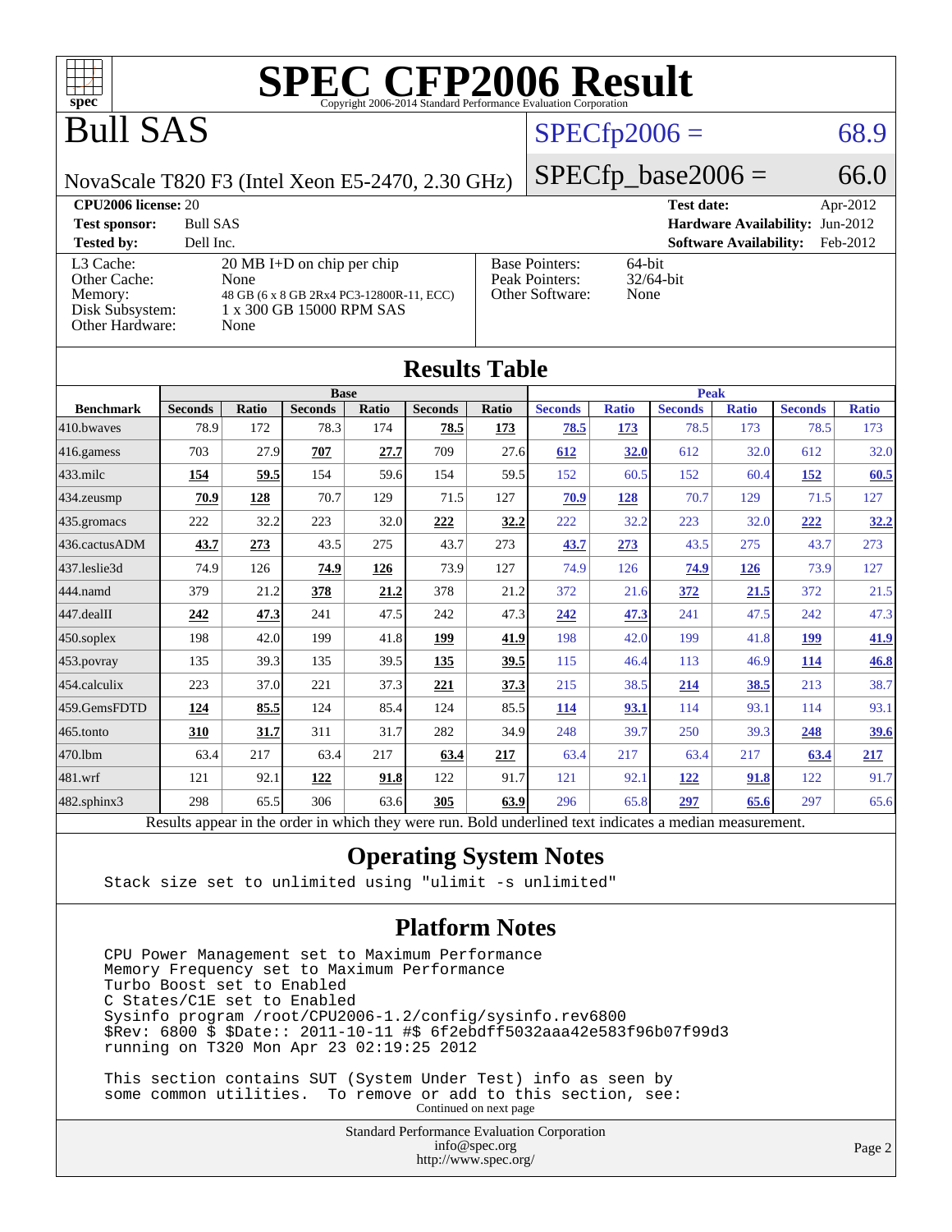# SPEC CFP2006 Result

Copyright 2006-2014 Standard Performance Evaluation Corporation

# Bull SAS

NovaScale T820 F3 (Intel Xeon E5-2470, 2.30 GHz)

SPECfp2006 = 68.9

SPECfp_base2006 = 66.0

**CPU2006 license:** 20

**Test sponsor:** Bull SAS

**Tested by:** Dell Inc.

**Test date:** Apr-2012

**Hardware Availability:** Jun-2012

**Software Availability:** Feb-2012

| | |
|---|---|
| L3 Cache: | 20 MB I+D on chip per chip |
| Other Cache: | None |
| Memory: | 48 GB (6 x 8 GB 2Rx4 PC3-12800R-11, ECC) |
| Disk Subsystem: | 1 x 300 GB 15000 RPM SAS |
| Other Hardware: | None |

| | |
|---|---|
| Base Pointers: | 64-bit |
| Peak Pointers: | 32/64-bit |
| Other Software: | None |

## Results Table

| Benchmark | Base | | | | | | Peak | | | | | |
|---|---|---|---|---|---|---|---|---|---|---|---|---|
| | Seconds | Ratio | Seconds | Ratio | Seconds | Ratio | Seconds | Ratio | Seconds | Ratio | Seconds | Ratio |
| 410.bwaves | 78.9 | 172 | 78.3 | 174 | **78.5** | **173** | **78.5** | **173** | 78.5 | 173 | 78.5 | 173 |
| 416.gamess | 703 | 27.9 | **707** | **27.7** | 709 | 27.6 | **612** | **32.0** | 612 | 32.0 | 612 | 32.0 |
| 433.milc | **154** | **59.5** | 154 | 59.6 | 154 | 59.5 | 152 | 60.5 | 152 | 60.4 | **152** | **60.5** |
| 434.zeusmp | **70.9** | **128** | 70.7 | 129 | 71.5 | 127 | **70.9** | **128** | 70.7 | 129 | 71.5 | 127 |
| 435.gromacs | 222 | 32.2 | 223 | 32.0 | **222** | **32.2** | 222 | 32.2 | 223 | 32.0 | **222** | **32.2** |
| 436.cactusADM | **43.7** | **273** | 43.5 | 275 | 43.7 | 273 | **43.7** | **273** | 43.5 | 275 | 43.7 | 273 |
| 437.leslie3d | 74.9 | 126 | **74.9** | **126** | 73.9 | 127 | 74.9 | 126 | **74.9** | **126** | 73.9 | 127 |
| 444.namd | 379 | 21.2 | **378** | **21.2** | 378 | 21.2 | 372 | 21.6 | **372** | **21.5** | 372 | 21.5 |
| 447.dealII | **242** | **47.3** | 241 | 47.5 | 242 | 47.3 | **242** | **47.3** | 241 | 47.5 | 242 | 47.3 |
| 450.soplex | 198 | 42.0 | 199 | 41.8 | **199** | **41.9** | 198 | 42.0 | 199 | 41.8 | **199** | **41.9** |
| 453.povray | 135 | 39.3 | 135 | 39.5 | **135** | **39.5** | 115 | 46.4 | 113 | 46.9 | **114** | **46.8** |
| 454.calculix | 223 | 37.0 | 221 | 37.3 | **221** | **37.3** | 215 | 38.5 | **214** | **38.5** | 213 | 38.7 |
| 459.GemsFDTD | **124** | **85.5** | 124 | 85.4 | 124 | 85.5 | **114** | **93.1** | 114 | 93.1 | 114 | 93.1 |
| 465.tonto | **310** | **31.7** | 311 | 31.7 | 282 | 34.9 | 248 | 39.7 | 250 | 39.3 | **248** | **39.6** |
| 470.lbm | 63.4 | 217 | 63.4 | 217 | **63.4** | **217** | 63.4 | 217 | 63.4 | 217 | **63.4** | **217** |
| 481.wrf | 121 | 92.1 | **122** | **91.8** | 122 | 91.7 | 121 | 92.1 | **122** | **91.8** | 122 | 91.7 |
| 482.sphinx3 | 298 | 65.5 | 306 | 63.6 | **305** | **63.9** | 296 | 65.8 | **297** | **65.6** | 297 | 65.6 |

Results appear in the order in which they were run. Bold underlined text indicates a median measurement.

## Operating System Notes

```
Stack size set to unlimited using "ulimit -s unlimited"
```

## Platform Notes

```
CPU Power Management set to Maximum Performance
Memory Frequency set to Maximum Performance
Turbo Boost set to Enabled
C States/C1E set to Enabled
Sysinfo program /root/CPU2006-1.2/config/sysinfo.rev6800
$Rev: 6800 $ $Date:: 2011-10-11 #$ 6f2ebdff5032aaa42e583f96b07f99d3
running on T320 Mon Apr 23 02:19:25 2012

This section contains SUT (System Under Test) info as seen by
some common utilities.  To remove or add to this section, see:
```

Continued on next page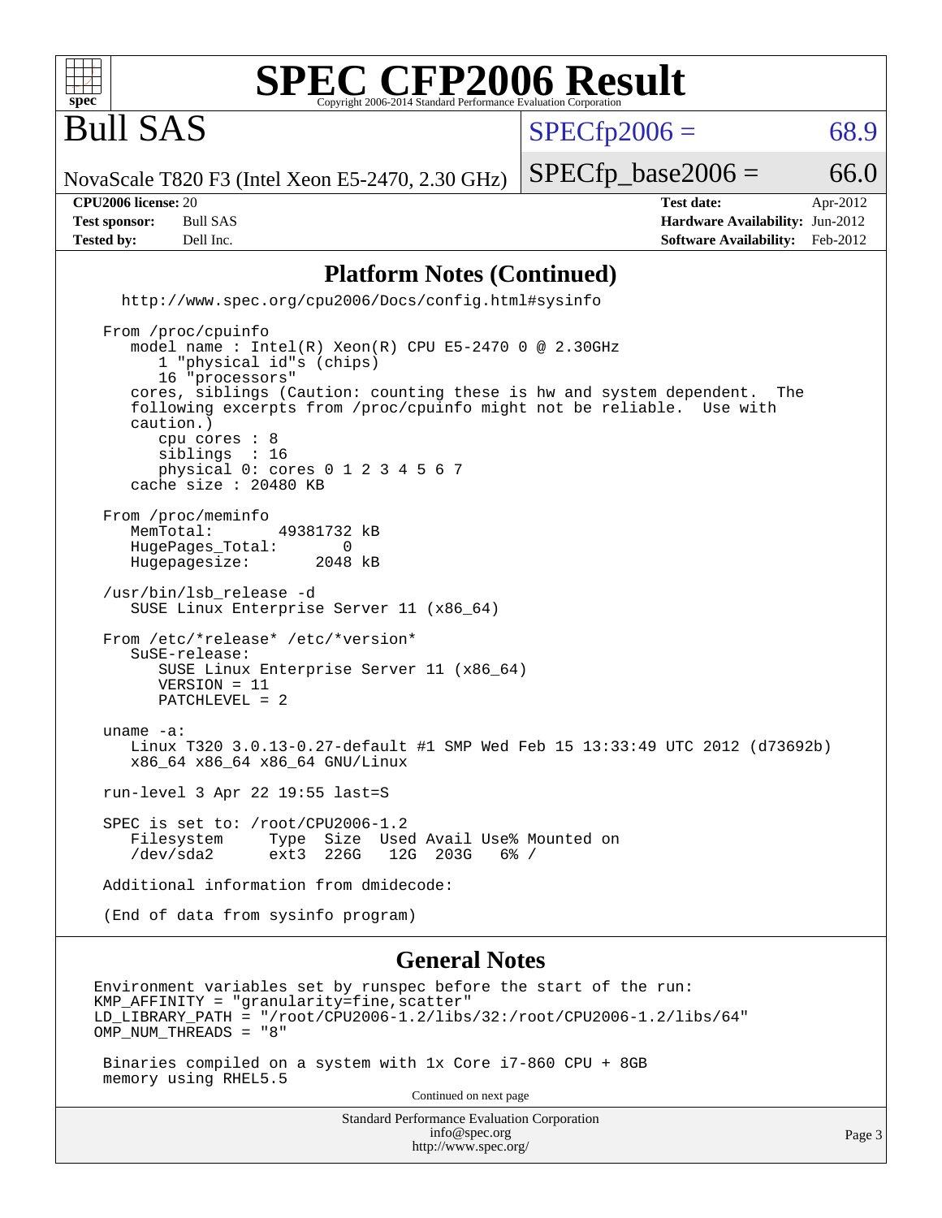# SPEC CFP2006 Result

Copyright 2006-2014 Standard Performance Evaluation Corporation

## Bull SAS

NovaScale T820 F3 (Intel Xeon E5-2470, 2.30 GHz)

SPECfp2006 = 68.9

SPECfp_base2006 = 66.0

| | | | |
|---|---|---|---|
| **CPU2006 license:** 20 | | **Test date:** | Apr-2012 |
| **Test sponsor:** | Bull SAS | **Hardware Availability:** | Jun-2012 |
| **Tested by:** | Dell Inc. | **Software Availability:** | Feb-2012 |

## Platform Notes (Continued)

```
  http://www.spec.org/cpu2006/Docs/config.html#sysinfo

 From /proc/cpuinfo
    model name : Intel(R) Xeon(R) CPU E5-2470 0 @ 2.30GHz
       1 "physical id"s (chips)
       16 "processors"
    cores, siblings (Caution: counting these is hw and system dependent.  The
    following excerpts from /proc/cpuinfo might not be reliable.  Use with
    caution.)
       cpu cores : 8
       siblings  : 16
       physical 0: cores 0 1 2 3 4 5 6 7
    cache size : 20480 KB

 From /proc/meminfo
    MemTotal:       49381732 kB
    HugePages_Total:       0
    Hugepagesize:       2048 kB

 /usr/bin/lsb_release -d
    SUSE Linux Enterprise Server 11 (x86_64)

 From /etc/*release* /etc/*version*
    SuSE-release:
       SUSE Linux Enterprise Server 11 (x86_64)
       VERSION = 11
       PATCHLEVEL = 2

 uname -a:
    Linux T320 3.0.13-0.27-default #1 SMP Wed Feb 15 13:33:49 UTC 2012 (d73692b)
    x86_64 x86_64 x86_64 GNU/Linux

 run-level 3 Apr 22 19:55 last=S

 SPEC is set to: /root/CPU2006-1.2
    Filesystem     Type  Size  Used Avail Use% Mounted on
    /dev/sda2      ext3  226G   12G  203G   6% /

 Additional information from dmidecode:

 (End of data from sysinfo program)
```

## General Notes

```
Environment variables set by runspec before the start of the run:
KMP_AFFINITY = "granularity=fine,scatter"
LD_LIBRARY_PATH = "/root/CPU2006-1.2/libs/32:/root/CPU2006-1.2/libs/64"
OMP_NUM_THREADS = "8"

 Binaries compiled on a system with 1x Core i7-860 CPU + 8GB
 memory using RHEL5.5
```

Continued on next page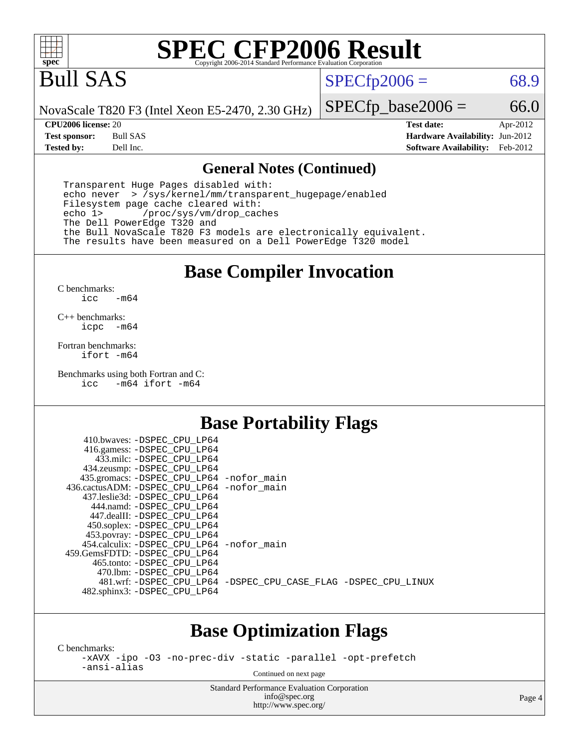# SPEC CFP2006 Result

Copyright 2006-2014 Standard Performance Evaluation Corporation

# Bull SAS

NovaScale T820 F3 (Intel Xeon E5-2470, 2.30 GHz)

SPECfp2006 = 68.9

SPECfp_base2006 = 66.0

| | | | |
|---|---|---|---|
| **CPU2006 license:** | 20 | **Test date:** | Apr-2012 |
| **Test sponsor:** | Bull SAS | **Hardware Availability:** | Jun-2012 |
| **Tested by:** | Dell Inc. | **Software Availability:** | Feb-2012 |

## General Notes (Continued)

```
Transparent Huge Pages disabled with:
echo never  > /sys/kernel/mm/transparent_hugepage/enabled
Filesystem page cache cleared with:
echo 1>       /proc/sys/vm/drop_caches
The Dell PowerEdge T320 and
the Bull NovaScale T820 F3 models are electronically equivalent.
The results have been measured on a Dell PowerEdge T320 model
```

## Base Compiler Invocation

C benchmarks:
```
icc   -m64
```

C++ benchmarks:
```
icpc  -m64
```

Fortran benchmarks:
```
ifort -m64
```

Benchmarks using both Fortran and C:
```
icc   -m64 ifort -m64
```

## Base Portability Flags

```
    410.bwaves: -DSPEC_CPU_LP64
    416.gamess: -DSPEC_CPU_LP64
      433.milc: -DSPEC_CPU_LP64
    434.zeusmp: -DSPEC_CPU_LP64
   435.gromacs: -DSPEC_CPU_LP64 -nofor_main
436.cactusADM: -DSPEC_CPU_LP64 -nofor_main
  437.leslie3d: -DSPEC_CPU_LP64
      444.namd: -DSPEC_CPU_LP64
    447.dealII: -DSPEC_CPU_LP64
    450.soplex: -DSPEC_CPU_LP64
    453.povray: -DSPEC_CPU_LP64
  454.calculix: -DSPEC_CPU_LP64 -nofor_main
 459.GemsFDTD: -DSPEC_CPU_LP64
     465.tonto: -DSPEC_CPU_LP64
       470.lbm: -DSPEC_CPU_LP64
       481.wrf: -DSPEC_CPU_LP64 -DSPEC_CPU_CASE_FLAG -DSPEC_CPU_LINUX
   482.sphinx3: -DSPEC_CPU_LP64
```

## Base Optimization Flags

C benchmarks:
```
-xAVX -ipo -O3 -no-prec-div -static -parallel -opt-prefetch
-ansi-alias
```

Continued on next page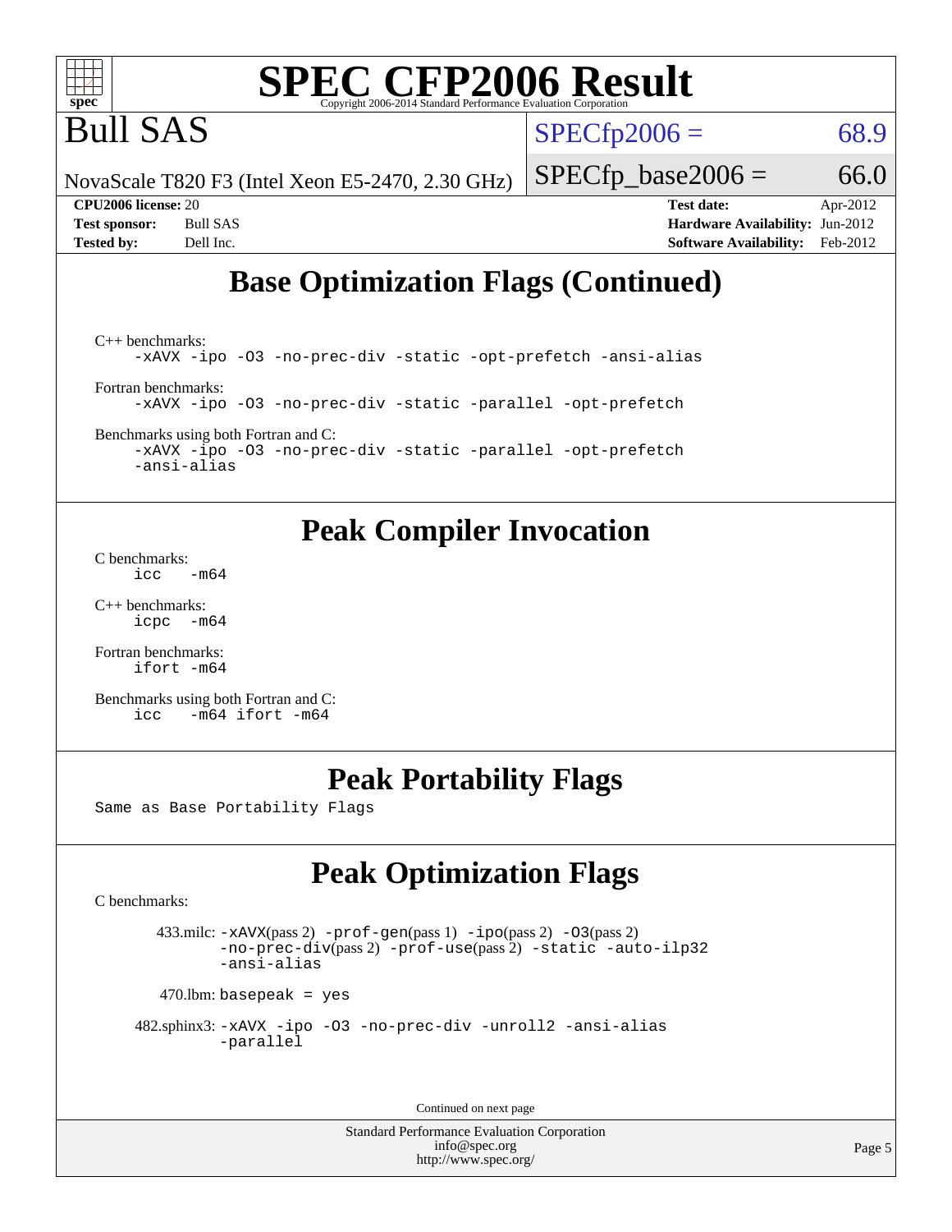# Base Optimization Flags (Continued)

C++ benchmarks:
```
-xAVX -ipo -O3 -no-prec-div -static -opt-prefetch -ansi-alias
```

Fortran benchmarks:
```
-xAVX -ipo -O3 -no-prec-div -static -parallel -opt-prefetch
```

Benchmarks using both Fortran and C:
```
-xAVX -ipo -O3 -no-prec-div -static -parallel -opt-prefetch
-ansi-alias
```

# Peak Compiler Invocation

C benchmarks:
```
icc   -m64
```

C++ benchmarks:
```
icpc  -m64
```

Fortran benchmarks:
```
ifort -m64
```

Benchmarks using both Fortran and C:
```
icc   -m64 ifort -m64
```

# Peak Portability Flags

Same as Base Portability Flags

# Peak Optimization Flags

C benchmarks:

433.milc: -xAVX(pass 2) -prof-gen(pass 1) -ipo(pass 2) -O3(pass 2) -no-prec-div(pass 2) -prof-use(pass 2) -static -auto-ilp32 -ansi-alias

470.lbm: basepeak = yes

482.sphinx3: -xAVX -ipo -O3 -no-prec-div -unroll2 -ansi-alias -parallel

Continued on next page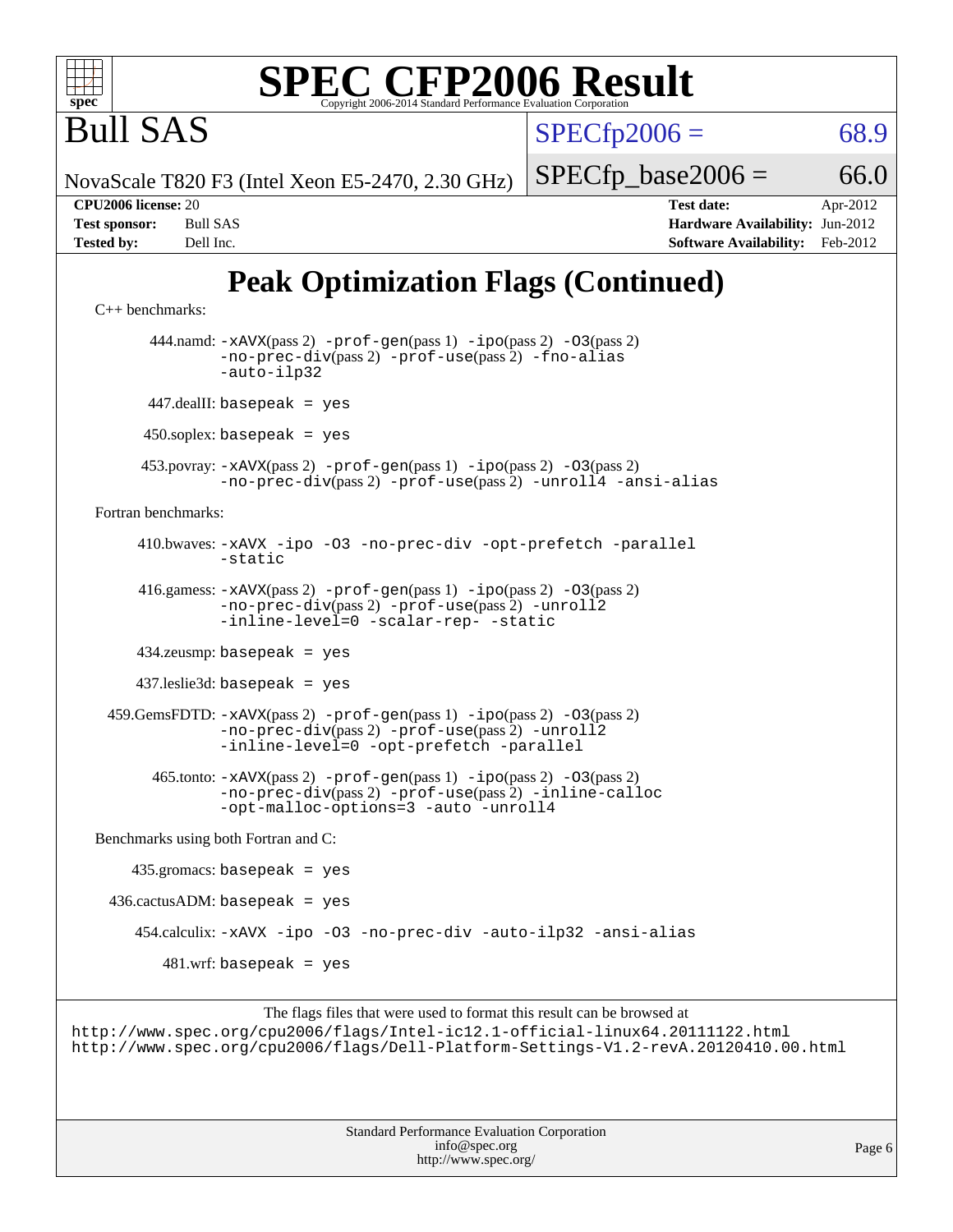# SPEC CFP2006 Result

Copyright 2006-2014 Standard Performance Evaluation Corporation

## Bull SAS

NovaScale T820 F3 (Intel Xeon E5-2470, 2.30 GHz)

SPECfp2006 = 68.9

SPECfp_base2006 = 66.0

| | | | |
|---|---|---|---|
| **CPU2006 license:** 20 | | **Test date:** | Apr-2012 |
| **Test sponsor:** | Bull SAS | **Hardware Availability:** | Jun-2012 |
| **Tested by:** | Dell Inc. | **Software Availability:** | Feb-2012 |

## Peak Optimization Flags (Continued)

C++ benchmarks:

444.namd: -xAVX(pass 2) -prof-gen(pass 1) -ipo(pass 2) -O3(pass 2) -no-prec-div(pass 2) -prof-use(pass 2) -fno-alias -auto-ilp32

447.dealII: basepeak = yes

450.soplex: basepeak = yes

453.povray: -xAVX(pass 2) -prof-gen(pass 1) -ipo(pass 2) -O3(pass 2) -no-prec-div(pass 2) -prof-use(pass 2) -unroll4 -ansi-alias

Fortran benchmarks:

410.bwaves: -xAVX -ipo -O3 -no-prec-div -opt-prefetch -parallel -static

416.gamess: -xAVX(pass 2) -prof-gen(pass 1) -ipo(pass 2) -O3(pass 2) -no-prec-div(pass 2) -prof-use(pass 2) -unroll2 -inline-level=0 -scalar-rep- -static

434.zeusmp: basepeak = yes

437.leslie3d: basepeak = yes

459.GemsFDTD: -xAVX(pass 2) -prof-gen(pass 1) -ipo(pass 2) -O3(pass 2) -no-prec-div(pass 2) -prof-use(pass 2) -unroll2 -inline-level=0 -opt-prefetch -parallel

465.tonto: -xAVX(pass 2) -prof-gen(pass 1) -ipo(pass 2) -O3(pass 2) -no-prec-div(pass 2) -prof-use(pass 2) -inline-calloc -opt-malloc-options=3 -auto -unroll4

Benchmarks using both Fortran and C:

435.gromacs: basepeak = yes

436.cactusADM: basepeak = yes

454.calculix: -xAVX -ipo -O3 -no-prec-div -auto-ilp32 -ansi-alias

481.wrf: basepeak = yes

The flags files that were used to format this result can be browsed at

http://www.spec.org/cpu2006/flags/Intel-ic12.1-official-linux64.20111122.html

http://www.spec.org/cpu2006/flags/Dell-Platform-Settings-V1.2-revA.20120410.00.html

Standard Performance Evaluation Corporation
info@spec.org
http://www.spec.org/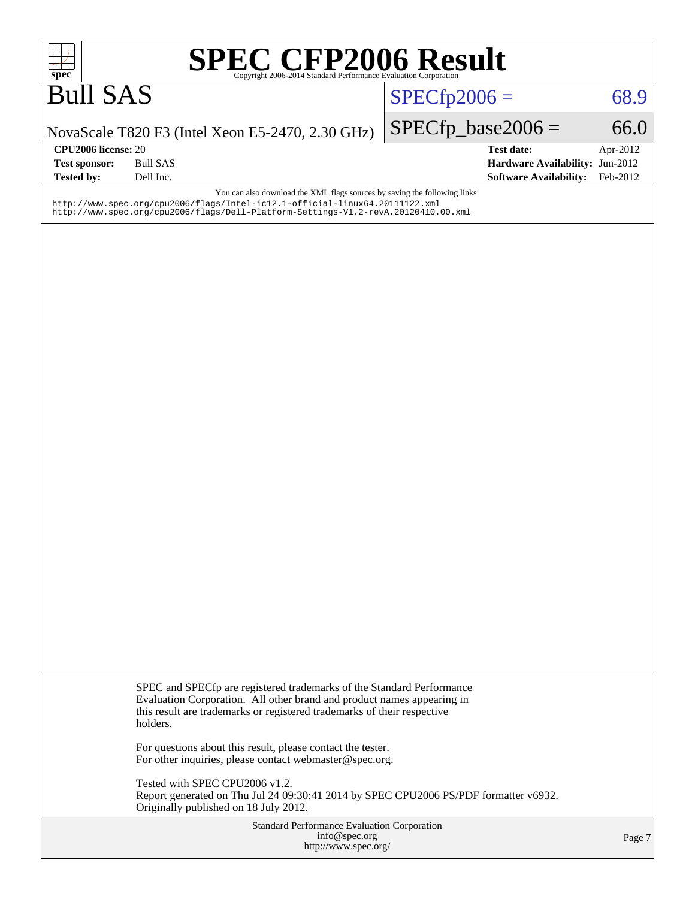# SPEC CFP2006 Result

Copyright 2006-2014 Standard Performance Evaluation Corporation

## Bull SAS

NovaScale T820 F3 (Intel Xeon E5-2470, 2.30 GHz)

$SPECfp2006 =$ 68.9

$SPECfp\_base2006 =$ 66.0

**CPU2006 license:** 20
**Test sponsor:** Bull SAS
**Tested by:** Dell Inc.

**Test date:** Apr-2012
**Hardware Availability:** Jun-2012
**Software Availability:** Feb-2012

You can also download the XML flags sources by saving the following links:
http://www.spec.org/cpu2006/flags/Intel-ic12.1-official-linux64.20111122.xml
http://www.spec.org/cpu2006/flags/Dell-Platform-Settings-V1.2-revA.20120410.00.xml

SPEC and SPECfp are registered trademarks of the Standard Performance Evaluation Corporation. All other brand and product names appearing in this result are trademarks or registered trademarks of their respective holders.

For questions about this result, please contact the tester.
For other inquiries, please contact webmaster@spec.org.

Tested with SPEC CPU2006 v1.2.
Report generated on Thu Jul 24 09:30:41 2014 by SPEC CPU2006 PS/PDF formatter v6932.
Originally published on 18 July 2012.

Standard Performance Evaluation Corporation
info@spec.org
http://www.spec.org/